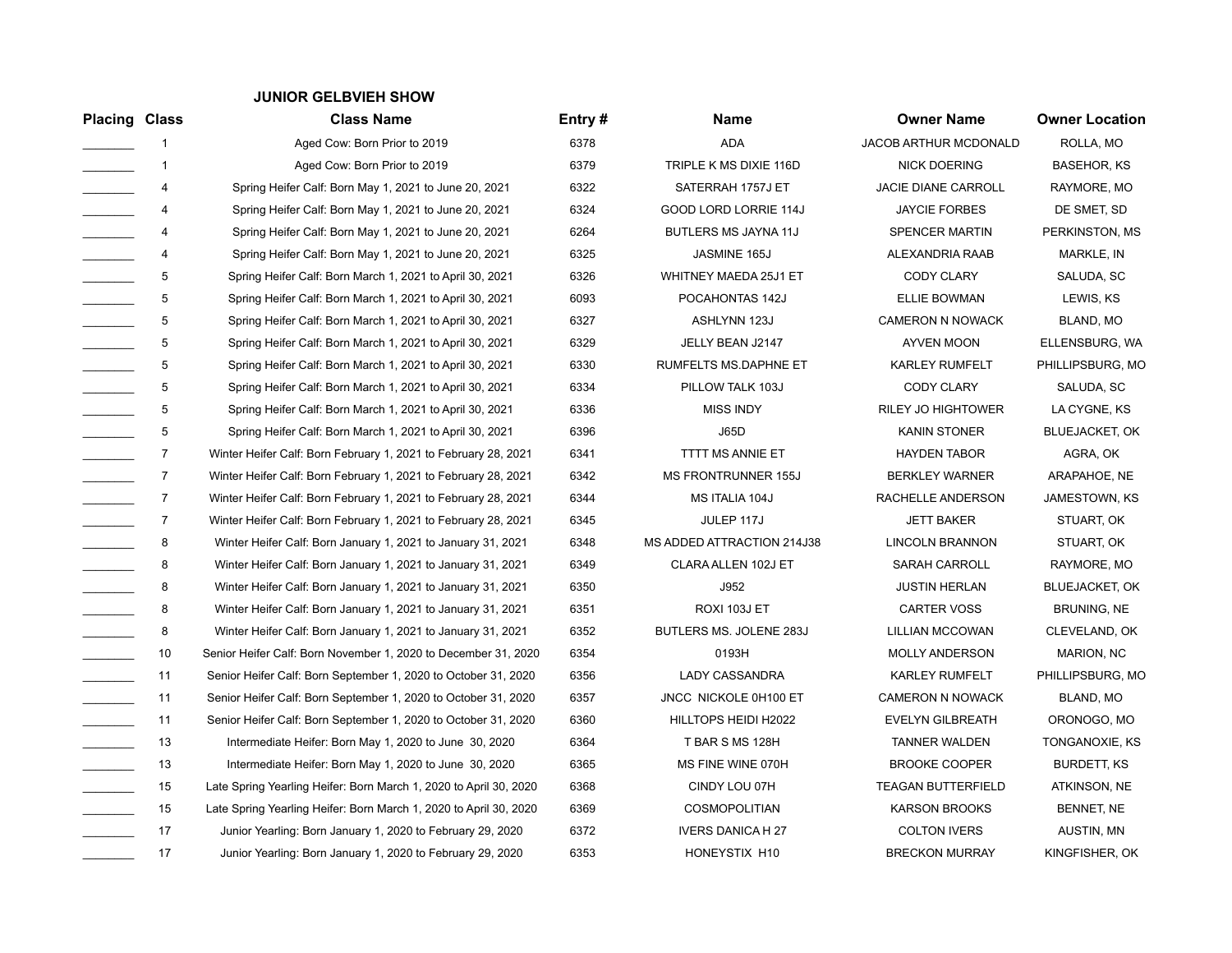### JUNIOR GELBVIEH SHOW

| Placing | Class | Class Name | Entry # | Name | Owner Name | Owner Location |
|---|---|---|---|---|---|---|
| _______ | 1 | Aged Cow: Born Prior to 2019 | 6378 | ADA | JACOB ARTHUR MCDONALD | ROLLA, MO |
| _______ | 1 | Aged Cow: Born Prior to 2019 | 6379 | TRIPLE K MS DIXIE 116D | NICK DOERING | BASEHOR, KS |
| _______ | 4 | Spring Heifer Calf: Born May 1, 2021 to June 20, 2021 | 6322 | SATERRAH 1757J ET | JACIE DIANE CARROLL | RAYMORE, MO |
| _______ | 4 | Spring Heifer Calf: Born May 1, 2021 to June 20, 2021 | 6324 | GOOD LORD LORRIE 114J | JAYCIE FORBES | DE SMET, SD |
| _______ | 4 | Spring Heifer Calf: Born May 1, 2021 to June 20, 2021 | 6264 | BUTLERS MS JAYNA 11J | SPENCER MARTIN | PERKINSTON, MS |
| _______ | 4 | Spring Heifer Calf: Born May 1, 2021 to June 20, 2021 | 6325 | JASMINE 165J | ALEXANDRIA RAAB | MARKLE, IN |
| _______ | 5 | Spring Heifer Calf: Born March 1, 2021 to April 30, 2021 | 6326 | WHITNEY MAEDA 25J1 ET | CODY CLARY | SALUDA, SC |
| _______ | 5 | Spring Heifer Calf: Born March 1, 2021 to April 30, 2021 | 6093 | POCAHONTAS 142J | ELLIE BOWMAN | LEWIS, KS |
| _______ | 5 | Spring Heifer Calf: Born March 1, 2021 to April 30, 2021 | 6327 | ASHLYNN 123J | CAMERON N NOWACK | BLAND, MO |
| _______ | 5 | Spring Heifer Calf: Born March 1, 2021 to April 30, 2021 | 6329 | JELLY BEAN J2147 | AYVEN MOON | ELLENSBURG, WA |
| _______ | 5 | Spring Heifer Calf: Born March 1, 2021 to April 30, 2021 | 6330 | RUMFELTS MS.DAPHNE ET | KARLEY RUMFELT | PHILLIPSBURG, MO |
| _______ | 5 | Spring Heifer Calf: Born March 1, 2021 to April 30, 2021 | 6334 | PILLOW TALK 103J | CODY CLARY | SALUDA, SC |
| _______ | 5 | Spring Heifer Calf: Born March 1, 2021 to April 30, 2021 | 6336 | MISS INDY | RILEY JO HIGHTOWER | LA CYGNE, KS |
| _______ | 5 | Spring Heifer Calf: Born March 1, 2021 to April 30, 2021 | 6396 | J65D | KANIN STONER | BLUEJACKET, OK |
| _______ | 7 | Winter Heifer Calf: Born February 1, 2021 to February 28, 2021 | 6341 | TTTT MS ANNIE ET | HAYDEN TABOR | AGRA, OK |
| _______ | 7 | Winter Heifer Calf: Born February 1, 2021 to February 28, 2021 | 6342 | MS FRONTRUNNER 155J | BERKLEY WARNER | ARAPAHOE, NE |
| _______ | 7 | Winter Heifer Calf: Born February 1, 2021 to February 28, 2021 | 6344 | MS ITALIA 104J | RACHELLE ANDERSON | JAMESTOWN, KS |
| _______ | 7 | Winter Heifer Calf: Born February 1, 2021 to February 28, 2021 | 6345 | JULEP 117J | JETT BAKER | STUART, OK |
| _______ | 8 | Winter Heifer Calf: Born January 1, 2021 to January 31, 2021 | 6348 | MS ADDED ATTRACTION 214J38 | LINCOLN BRANNON | STUART, OK |
| _______ | 8 | Winter Heifer Calf: Born January 1, 2021 to January 31, 2021 | 6349 | CLARA ALLEN 102J ET | SARAH CARROLL | RAYMORE, MO |
| _______ | 8 | Winter Heifer Calf: Born January 1, 2021 to January 31, 2021 | 6350 | J952 | JUSTIN HERLAN | BLUEJACKET, OK |
| _______ | 8 | Winter Heifer Calf: Born January 1, 2021 to January 31, 2021 | 6351 | ROXI 103J ET | CARTER VOSS | BRUNING, NE |
| _______ | 8 | Winter Heifer Calf: Born January 1, 2021 to January 31, 2021 | 6352 | BUTLERS MS. JOLENE 283J | LILLIAN MCCOWAN | CLEVELAND, OK |
| _______ | 10 | Senior Heifer Calf: Born November 1, 2020 to December 31, 2020 | 6354 | 0193H | MOLLY ANDERSON | MARION, NC |
| _______ | 11 | Senior Heifer Calf: Born September 1, 2020 to October 31, 2020 | 6356 | LADY CASSANDRA | KARLEY RUMFELT | PHILLIPSBURG, MO |
| _______ | 11 | Senior Heifer Calf: Born September 1, 2020 to October 31, 2020 | 6357 | JNCC NICKOLE 0H100 ET | CAMERON N NOWACK | BLAND, MO |
| _______ | 11 | Senior Heifer Calf: Born September 1, 2020 to October 31, 2020 | 6360 | HILLTOPS HEIDI H2022 | EVELYN GILBREATH | ORONOGO, MO |
| _______ | 13 | Intermediate Heifer: Born May 1, 2020 to June 30, 2020 | 6364 | T BAR S MS 128H | TANNER WALDEN | TONGANOXIE, KS |
| _______ | 13 | Intermediate Heifer: Born May 1, 2020 to June 30, 2020 | 6365 | MS FINE WINE 070H | BROOKE COOPER | BURDETT, KS |
| _______ | 15 | Late Spring Yearling Heifer: Born March 1, 2020 to April 30, 2020 | 6368 | CINDY LOU 07H | TEAGAN BUTTERFIELD | ATKINSON, NE |
| _______ | 15 | Late Spring Yearling Heifer: Born March 1, 2020 to April 30, 2020 | 6369 | COSMOPOLITIAN | KARSON BROOKS | BENNET, NE |
| _______ | 17 | Junior Yearling: Born January 1, 2020 to February 29, 2020 | 6372 | IVERS DANICA H 27 | COLTON IVERS | AUSTIN, MN |
| _______ | 17 | Junior Yearling: Born January 1, 2020 to February 29, 2020 | 6353 | HONEYSTIX H10 | BRECKON MURRAY | KINGFISHER, OK |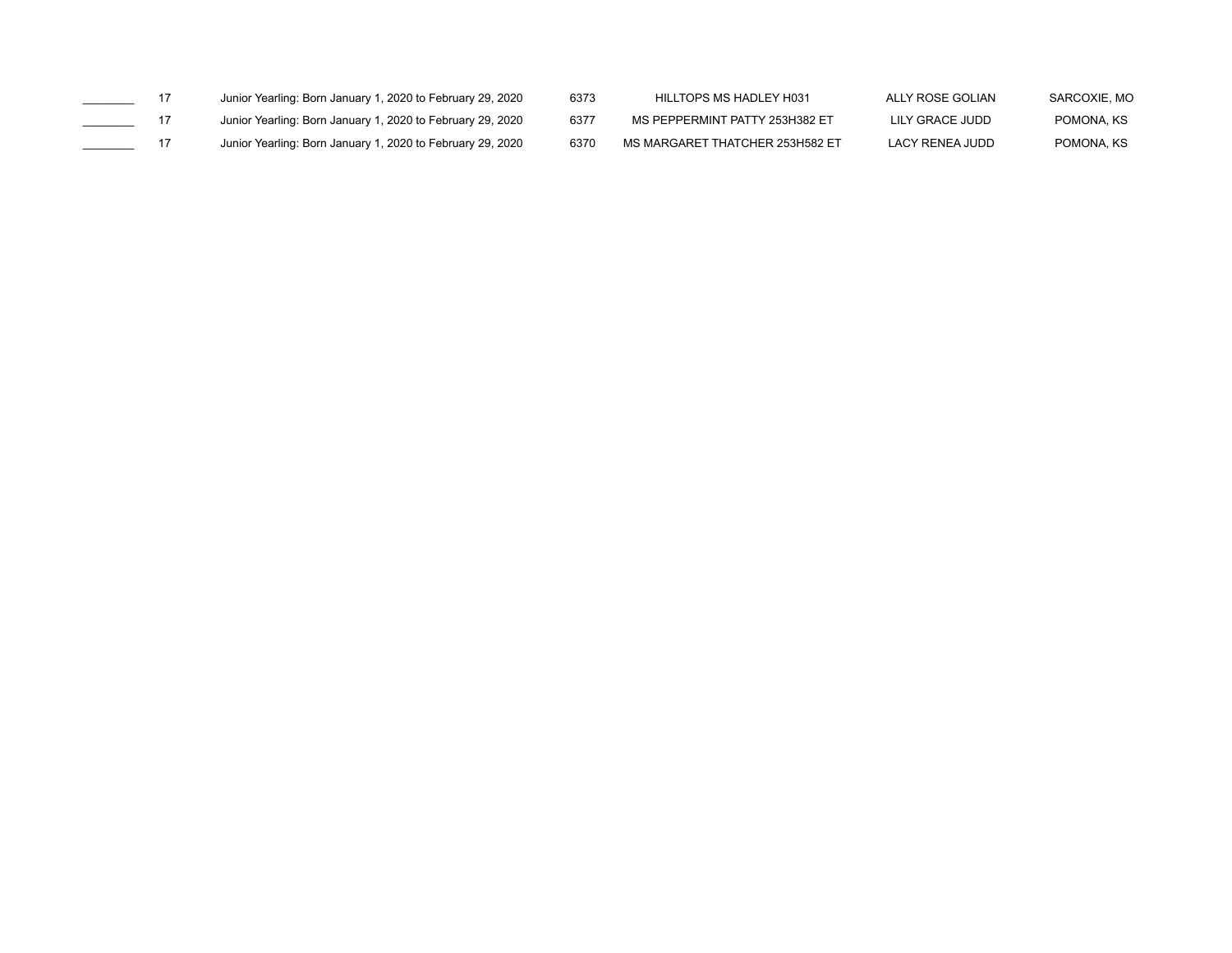| | | | | | | |
|---|---|---|---|---|---|---|
| ________ | 17 | Junior Yearling: Born January 1, 2020 to February 29, 2020 | 6373 | HILLTOPS MS HADLEY H031 | ALLY ROSE GOLIAN | SARCOXIE, MO |
| ________ | 17 | Junior Yearling: Born January 1, 2020 to February 29, 2020 | 6377 | MS PEPPERMINT PATTY 253H382 ET | LILY GRACE JUDD | POMONA, KS |
| ________ | 17 | Junior Yearling: Born January 1, 2020 to February 29, 2020 | 6370 | MS MARGARET THATCHER 253H582 ET | LACY RENEA JUDD | POMONA, KS |